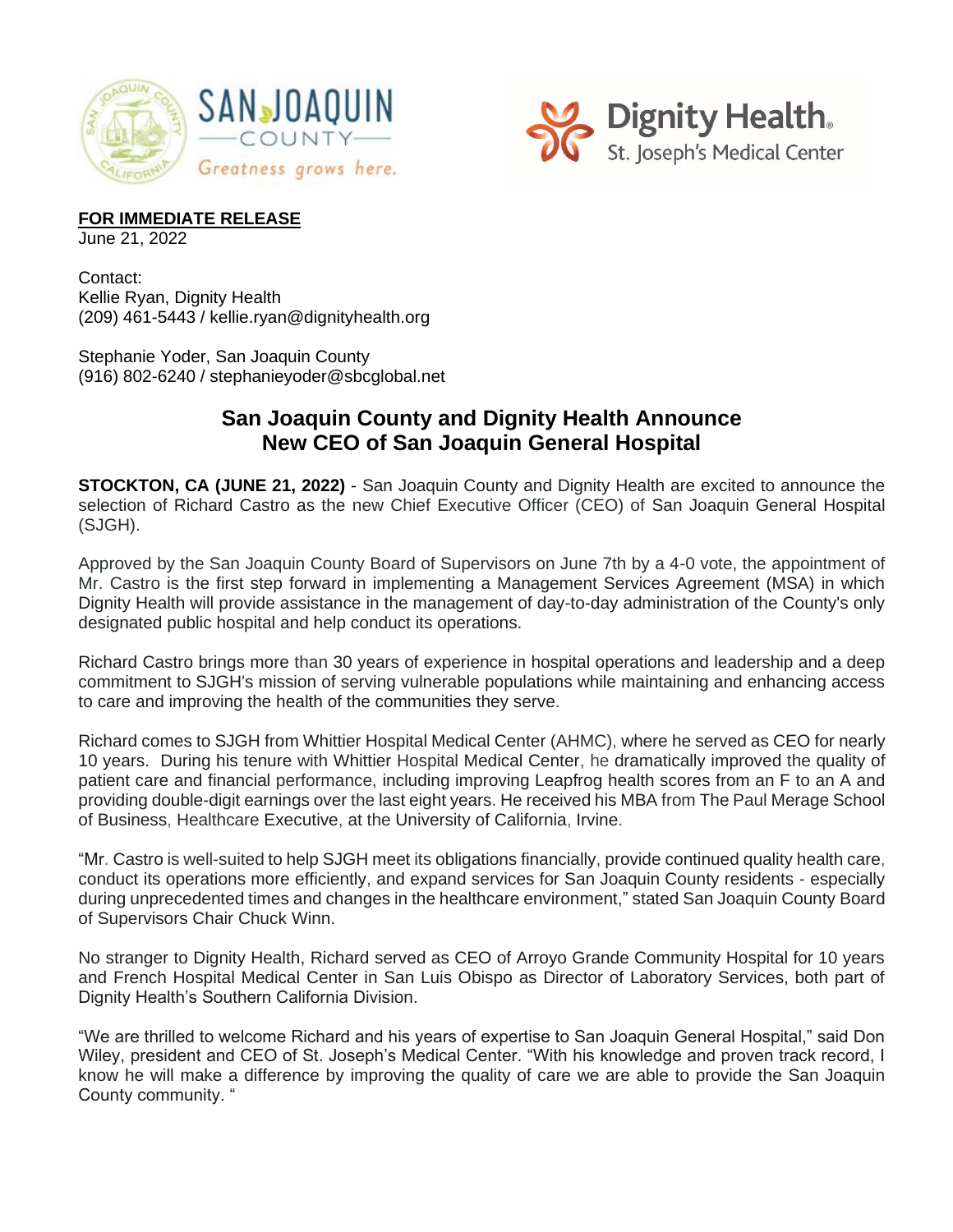**FOR IMMEDIATE RELEASE**
June 21, 2022

Contact:
Kellie Ryan, Dignity Health
(209) 461-5443 / kellie.ryan@dignityhealth.org

Stephanie Yoder, San Joaquin County
(916) 802-6240 / stephanieyoder@sbcglobal.net

## San Joaquin County and Dignity Health Announce New CEO of San Joaquin General Hospital

**STOCKTON, CA (JUNE 21, 2022)** - San Joaquin County and Dignity Health are excited to announce the selection of Richard Castro as the new Chief Executive Officer (CEO) of San Joaquin General Hospital (SJGH).

Approved by the San Joaquin County Board of Supervisors on June 7th by a 4-0 vote, the appointment of Mr. Castro is the first step forward in implementing a Management Services Agreement (MSA) in which Dignity Health will provide assistance in the management of day-to-day administration of the County's only designated public hospital and help conduct its operations.

Richard Castro brings more than 30 years of experience in hospital operations and leadership and a deep commitment to SJGH's mission of serving vulnerable populations while maintaining and enhancing access to care and improving the health of the communities they serve.

Richard comes to SJGH from Whittier Hospital Medical Center (AHMC), where he served as CEO for nearly 10 years. During his tenure with Whittier Hospital Medical Center, he dramatically improved the quality of patient care and financial performance, including improving Leapfrog health scores from an F to an A and providing double-digit earnings over the last eight years. He received his MBA from The Paul Merage School of Business, Healthcare Executive, at the University of California, Irvine.

"Mr. Castro is well-suited to help SJGH meet its obligations financially, provide continued quality health care, conduct its operations more efficiently, and expand services for San Joaquin County residents - especially during unprecedented times and changes in the healthcare environment," stated San Joaquin County Board of Supervisors Chair Chuck Winn.

No stranger to Dignity Health, Richard served as CEO of Arroyo Grande Community Hospital for 10 years and French Hospital Medical Center in San Luis Obispo as Director of Laboratory Services, both part of Dignity Health's Southern California Division.

"We are thrilled to welcome Richard and his years of expertise to San Joaquin General Hospital," said Don Wiley, president and CEO of St. Joseph's Medical Center. "With his knowledge and proven track record, I know he will make a difference by improving the quality of care we are able to provide the San Joaquin County community. "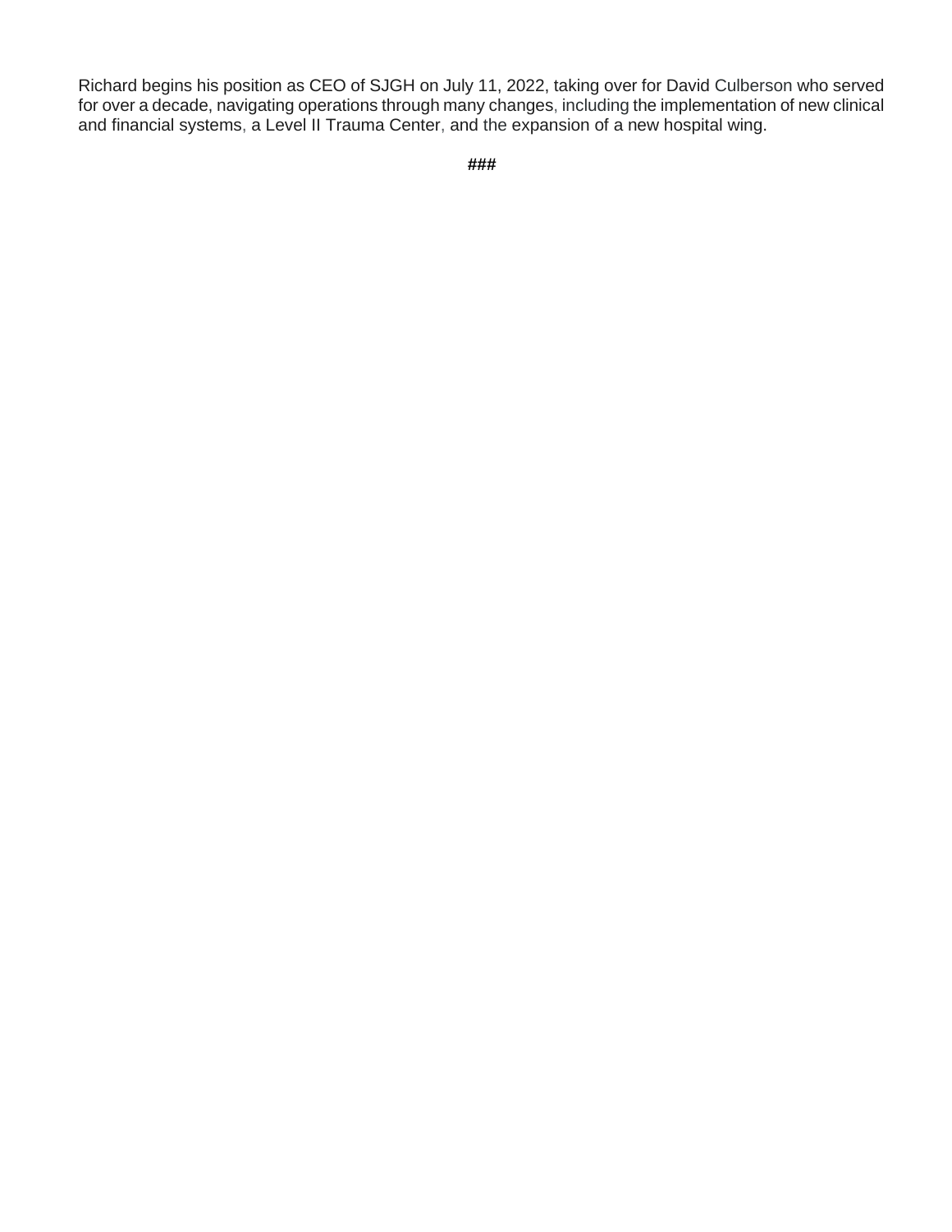Richard begins his position as CEO of SJGH on July 11, 2022, taking over for David Culberson who served for over a decade, navigating operations through many changes, including the implementation of new clinical and financial systems, a Level II Trauma Center, and the expansion of a new hospital wing.

###